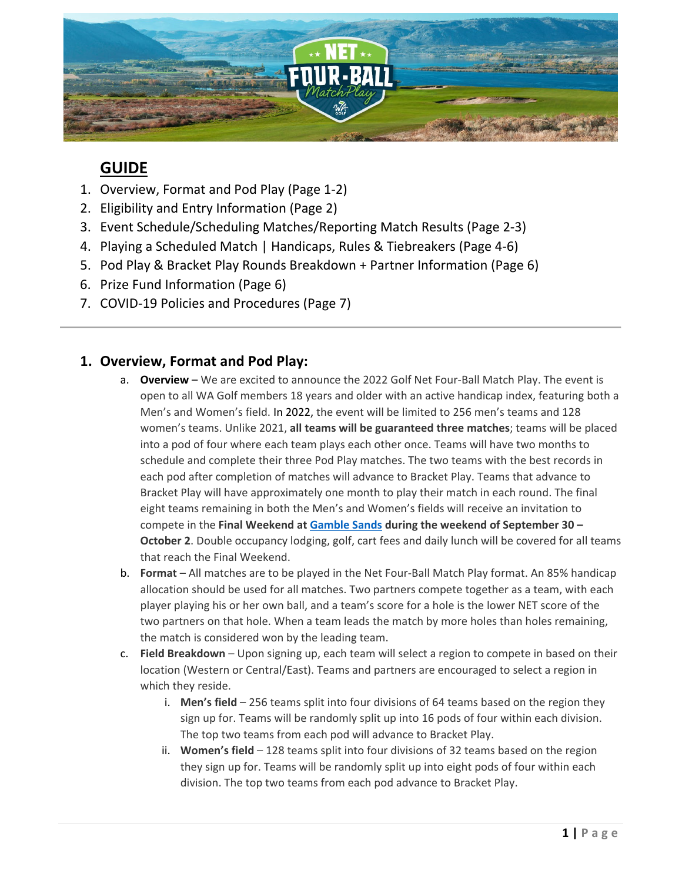## GUIDE

1. Overview, Format and Pod Play (Page 1-2)
2. Eligibility and Entry Information (Page 2)
3. Event Schedule/Scheduling Matches/Reporting Match Results (Page 2-3)
4. Playing a Scheduled Match | Handicaps, Rules & Tiebreakers (Page 4-6)
5. Pod Play & Bracket Play Rounds Breakdown + Partner Information (Page 6)
6. Prize Fund Information (Page 6)
7. COVID-19 Policies and Procedures (Page 7)

---

## 1. Overview, Format and Pod Play:

a. **Overview** – We are excited to announce the 2022 Golf Net Four-Ball Match Play. The event is open to all WA Golf members 18 years and older with an active handicap index, featuring both a Men's and Women's field. In 2022, the event will be limited to 256 men's teams and 128 women's teams. Unlike 2021, **all teams will be guaranteed three matches**; teams will be placed into a pod of four where each team plays each other once. Teams will have two months to schedule and complete their three Pod Play matches. The two teams with the best records in each pod after completion of matches will advance to Bracket Play. Teams that advance to Bracket Play will have approximately one month to play their match in each round. The final eight teams remaining in both the Men's and Women's fields will receive an invitation to compete in the **Final Weekend at Gamble Sands during the weekend of September 30 – October 2**. Double occupancy lodging, golf, cart fees and daily lunch will be covered for all teams that reach the Final Weekend.

b. **Format** – All matches are to be played in the Net Four-Ball Match Play format. An 85% handicap allocation should be used for all matches. Two partners compete together as a team, with each player playing his or her own ball, and a team's score for a hole is the lower NET score of the two partners on that hole. When a team leads the match by more holes than holes remaining, the match is considered won by the leading team.

c. **Field Breakdown** – Upon signing up, each team will select a region to compete in based on their location (Western or Central/East). Teams and partners are encouraged to select a region in which they reside.

   i. **Men's field** – 256 teams split into four divisions of 64 teams based on the region they sign up for. Teams will be randomly split up into 16 pods of four within each division. The top two teams from each pod will advance to Bracket Play.

   ii. **Women's field** – 128 teams split into four divisions of 32 teams based on the region they sign up for. Teams will be randomly split up into eight pods of four within each division. The top two teams from each pod advance to Bracket Play.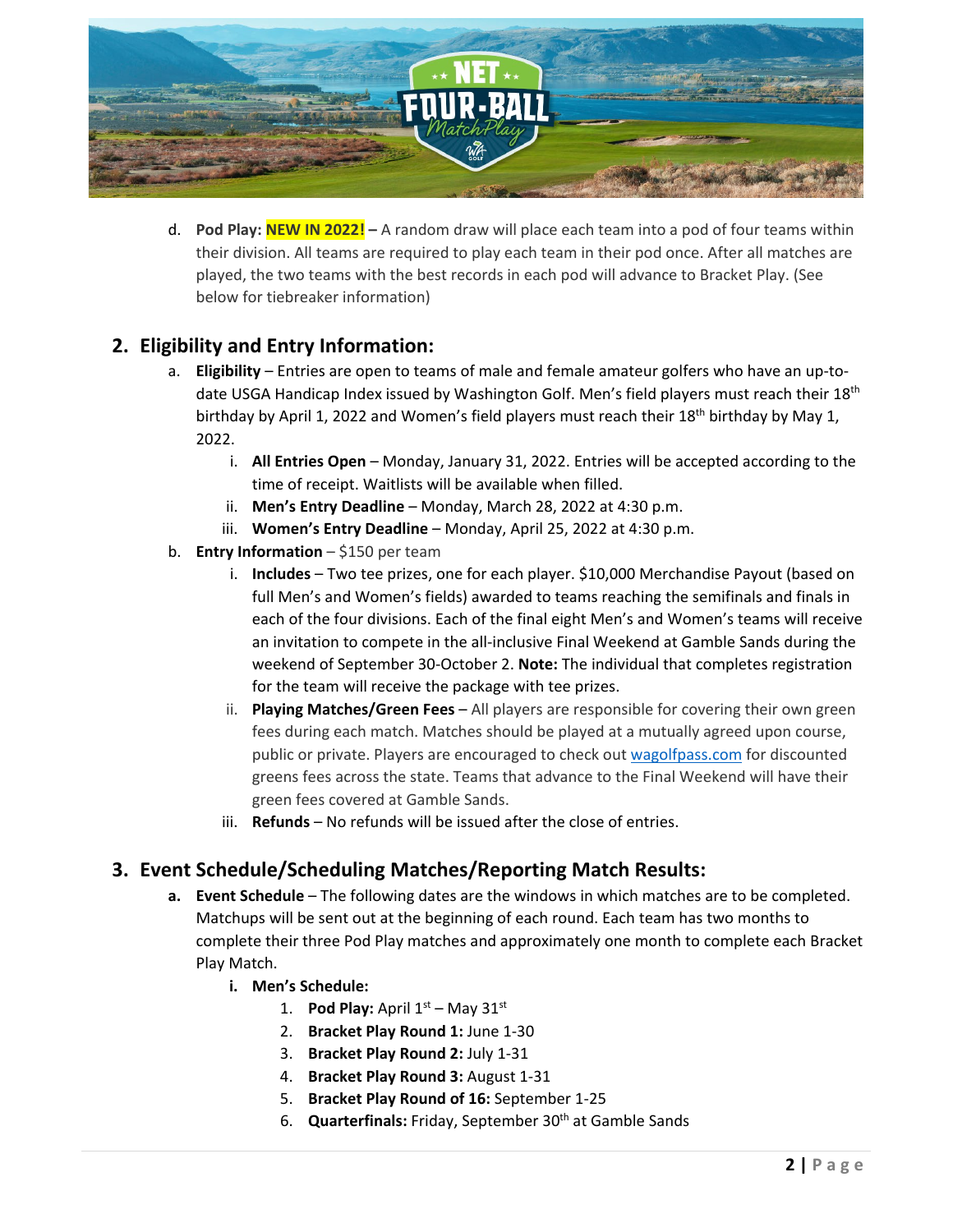d. **Pod Play: NEW IN 2022! –** A random draw will place each team into a pod of four teams within their division. All teams are required to play each team in their pod once. After all matches are played, the two teams with the best records in each pod will advance to Bracket Play. (See below for tiebreaker information)

## 2. Eligibility and Entry Information:

a. **Eligibility** – Entries are open to teams of male and female amateur golfers who have an up-to-date USGA Handicap Index issued by Washington Golf. Men's field players must reach their 18th birthday by April 1, 2022 and Women's field players must reach their 18th birthday by May 1, 2022.

   i. **All Entries Open** – Monday, January 31, 2022. Entries will be accepted according to the time of receipt. Waitlists will be available when filled.

   ii. **Men's Entry Deadline** – Monday, March 28, 2022 at 4:30 p.m.

   iii. **Women's Entry Deadline** – Monday, April 25, 2022 at 4:30 p.m.

b. **Entry Information** – $150 per team

   i. **Includes** – Two tee prizes, one for each player. $10,000 Merchandise Payout (based on full Men's and Women's fields) awarded to teams reaching the semifinals and finals in each of the four divisions. Each of the final eight Men's and Women's teams will receive an invitation to compete in the all-inclusive Final Weekend at Gamble Sands during the weekend of September 30-October 2. **Note:** The individual that completes registration for the team will receive the package with tee prizes.

   ii. **Playing Matches/Green Fees** – All players are responsible for covering their own green fees during each match. Matches should be played at a mutually agreed upon course, public or private. Players are encouraged to check out wagolfpass.com for discounted greens fees across the state. Teams that advance to the Final Weekend will have their green fees covered at Gamble Sands.

   iii. **Refunds** – No refunds will be issued after the close of entries.

## 3. Event Schedule/Scheduling Matches/Reporting Match Results:

**a. Event Schedule** – The following dates are the windows in which matches are to be completed. Matchups will be sent out at the beginning of each round. Each team has two months to complete their three Pod Play matches and approximately one month to complete each Bracket Play Match.

   **i. Men's Schedule:**

   1. **Pod Play:** April 1st – May 31st
   2. **Bracket Play Round 1:** June 1-30
   3. **Bracket Play Round 2:** July 1-31
   4. **Bracket Play Round 3:** August 1-31
   5. **Bracket Play Round of 16:** September 1-25
   6. **Quarterfinals:** Friday, September 30th at Gamble Sands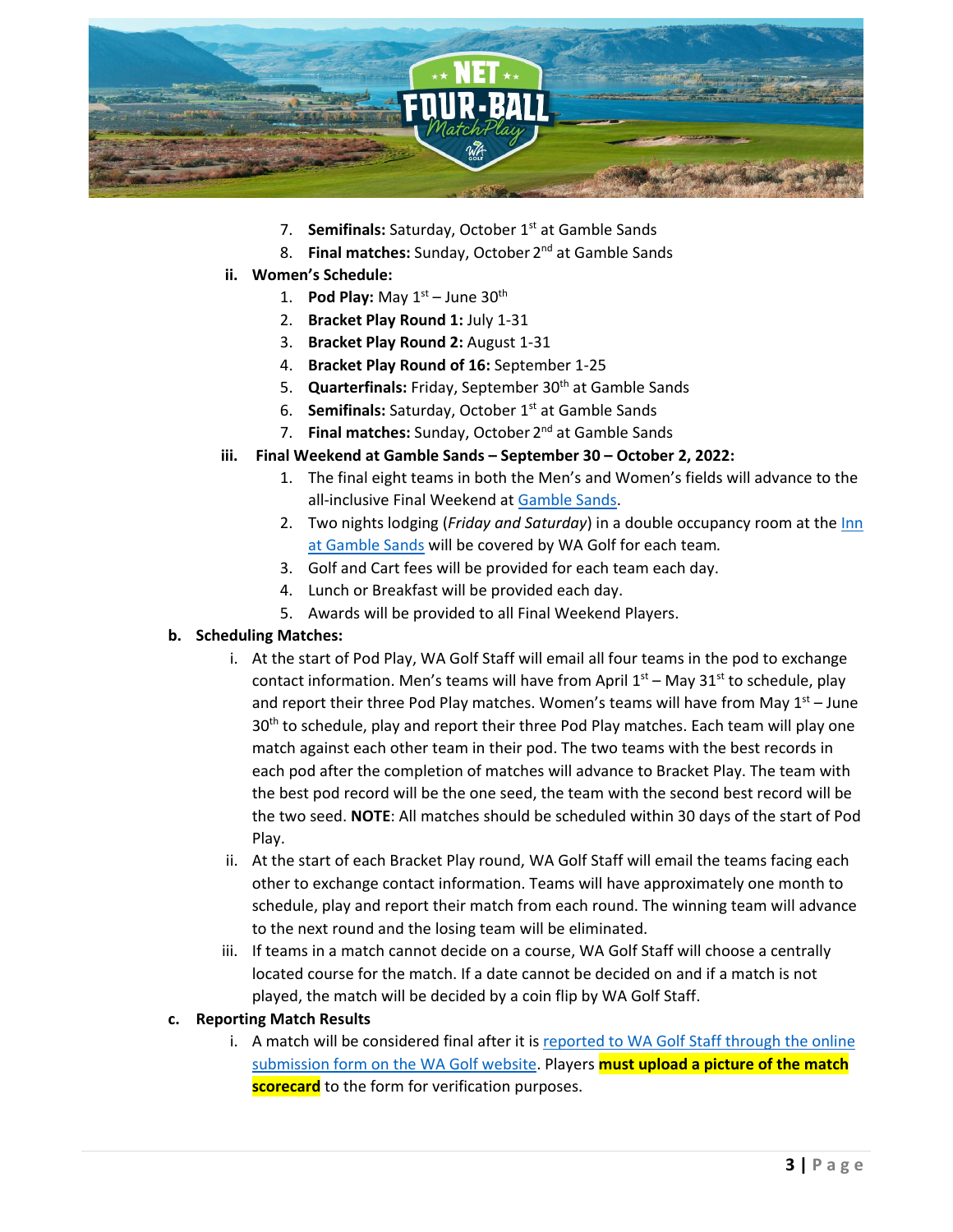7. **Semifinals:** Saturday, October 1st at Gamble Sands
8. **Final matches:** Sunday, October 2nd at Gamble Sands

ii. **Women's Schedule:**

1. **Pod Play:** May 1st – June 30th
2. **Bracket Play Round 1:** July 1-31
3. **Bracket Play Round 2:** August 1-31
4. **Bracket Play Round of 16:** September 1-25
5. **Quarterfinals:** Friday, September 30th at Gamble Sands
6. **Semifinals:** Saturday, October 1st at Gamble Sands
7. **Final matches:** Sunday, October 2nd at Gamble Sands

iii. **Final Weekend at Gamble Sands – September 30 – October 2, 2022:**

1. The final eight teams in both the Men's and Women's fields will advance to the all-inclusive Final Weekend at Gamble Sands.
2. Two nights lodging (*Friday and Saturday*) in a double occupancy room at the Inn at Gamble Sands will be covered by WA Golf for each team.
3. Golf and Cart fees will be provided for each team each day.
4. Lunch or Breakfast will be provided each day.
5. Awards will be provided to all Final Weekend Players.

**b. Scheduling Matches:**

i. At the start of Pod Play, WA Golf Staff will email all four teams in the pod to exchange contact information. Men's teams will have from April 1st – May 31st to schedule, play and report their three Pod Play matches. Women's teams will have from May 1st – June 30th to schedule, play and report their three Pod Play matches. Each team will play one match against each other team in their pod. The two teams with the best records in each pod after the completion of matches will advance to Bracket Play. The team with the best pod record will be the one seed, the team with the second best record will be the two seed. **NOTE**: All matches should be scheduled within 30 days of the start of Pod Play.

ii. At the start of each Bracket Play round, WA Golf Staff will email the teams facing each other to exchange contact information. Teams will have approximately one month to schedule, play and report their match from each round. The winning team will advance to the next round and the losing team will be eliminated.

iii. If teams in a match cannot decide on a course, WA Golf Staff will choose a centrally located course for the match. If a date cannot be decided on and if a match is not played, the match will be decided by a coin flip by WA Golf Staff.

**c. Reporting Match Results**

i. A match will be considered final after it is reported to WA Golf Staff through the online submission form on the WA Golf website. Players **must upload a picture of the match scorecard** to the form for verification purposes.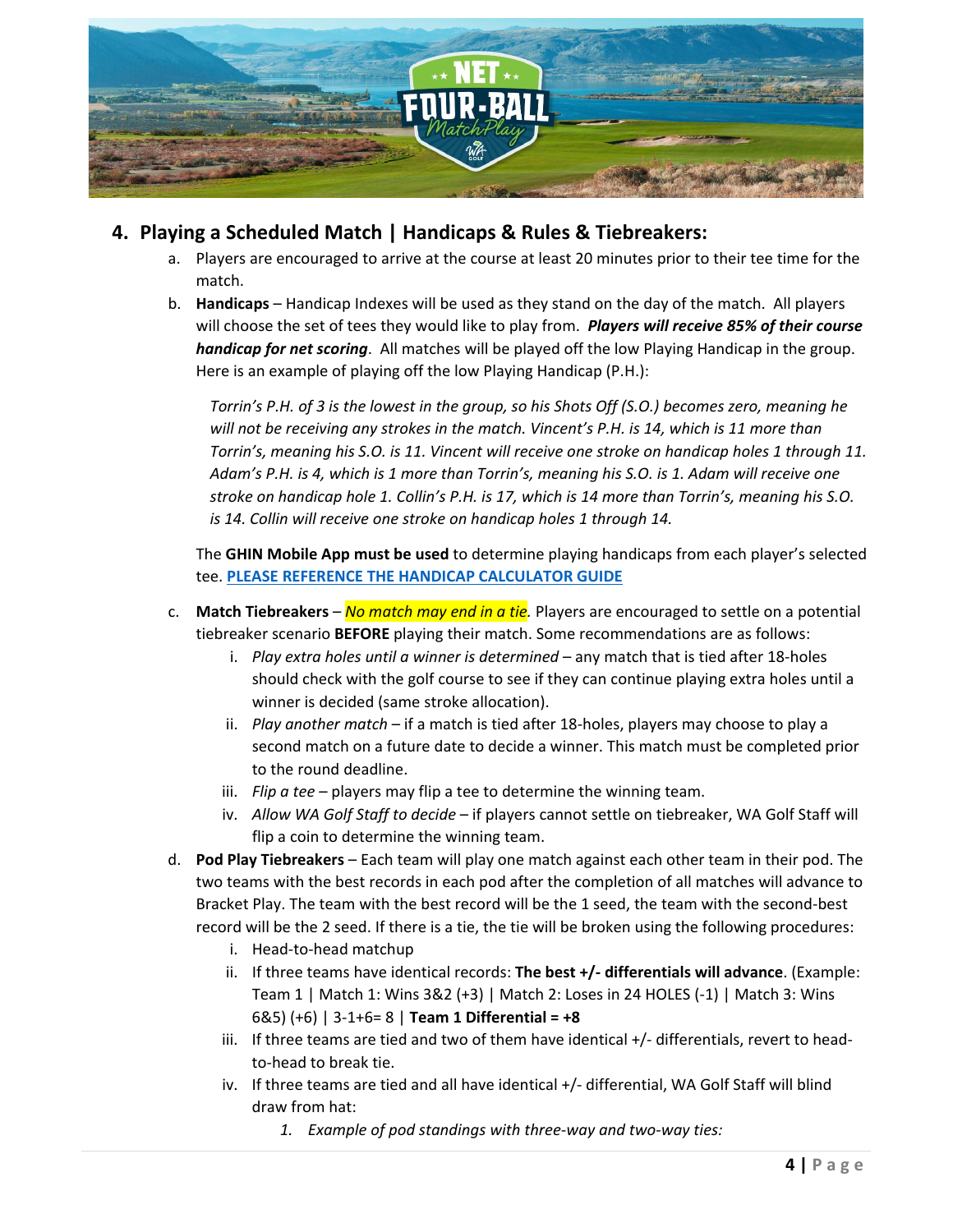## 4. Playing a Scheduled Match | Handicaps & Rules & Tiebreakers:

a. Players are encouraged to arrive at the course at least 20 minutes prior to their tee time for the match.

b. **Handicaps** – Handicap Indexes will be used as they stand on the day of the match. All players will choose the set of tees they would like to play from. ***Players will receive 85% of their course handicap for net scoring***. All matches will be played off the low Playing Handicap in the group. Here is an example of playing off the low Playing Handicap (P.H.):

   *Torrin's P.H. of 3 is the lowest in the group, so his Shots Off (S.O.) becomes zero, meaning he will not be receiving any strokes in the match. Vincent's P.H. is 14, which is 11 more than Torrin's, meaning his S.O. is 11. Vincent will receive one stroke on handicap holes 1 through 11. Adam's P.H. is 4, which is 1 more than Torrin's, meaning his S.O. is 1. Adam will receive one stroke on handicap hole 1. Collin's P.H. is 17, which is 14 more than Torrin's, meaning his S.O. is 14. Collin will receive one stroke on handicap holes 1 through 14.*

   The **GHIN Mobile App must be used** to determine playing handicaps from each player's selected tee. **PLEASE REFERENCE THE HANDICAP CALCULATOR GUIDE**

c. **Match Tiebreakers** – *No match may end in a tie*. Players are encouraged to settle on a potential tiebreaker scenario **BEFORE** playing their match. Some recommendations are as follows:
   i. *Play extra holes until a winner is determined* – any match that is tied after 18-holes should check with the golf course to see if they can continue playing extra holes until a winner is decided (same stroke allocation).
   ii. *Play another match* – if a match is tied after 18-holes, players may choose to play a second match on a future date to decide a winner. This match must be completed prior to the round deadline.
   iii. *Flip a tee* – players may flip a tee to determine the winning team.
   iv. *Allow WA Golf Staff to decide* – if players cannot settle on tiebreaker, WA Golf Staff will flip a coin to determine the winning team.

d. **Pod Play Tiebreakers** – Each team will play one match against each other team in their pod. The two teams with the best records in each pod after the completion of all matches will advance to Bracket Play. The team with the best record will be the 1 seed, the team with the second-best record will be the 2 seed. If there is a tie, the tie will be broken using the following procedures:
   i. Head-to-head matchup
   ii. If three teams have identical records: **The best +/- differentials will advance**. (Example: Team 1 | Match 1: Wins 3&2 (+3) | Match 2: Loses in 24 HOLES (-1) | Match 3: Wins 6&5) (+6) | 3-1+6= 8 | **Team 1 Differential = +8**
   iii. If three teams are tied and two of them have identical +/- differentials, revert to head-to-head to break tie.
   iv. If three teams are tied and all have identical +/- differential, WA Golf Staff will blind draw from hat:
      1. *Example of pod standings with three-way and two-way ties:*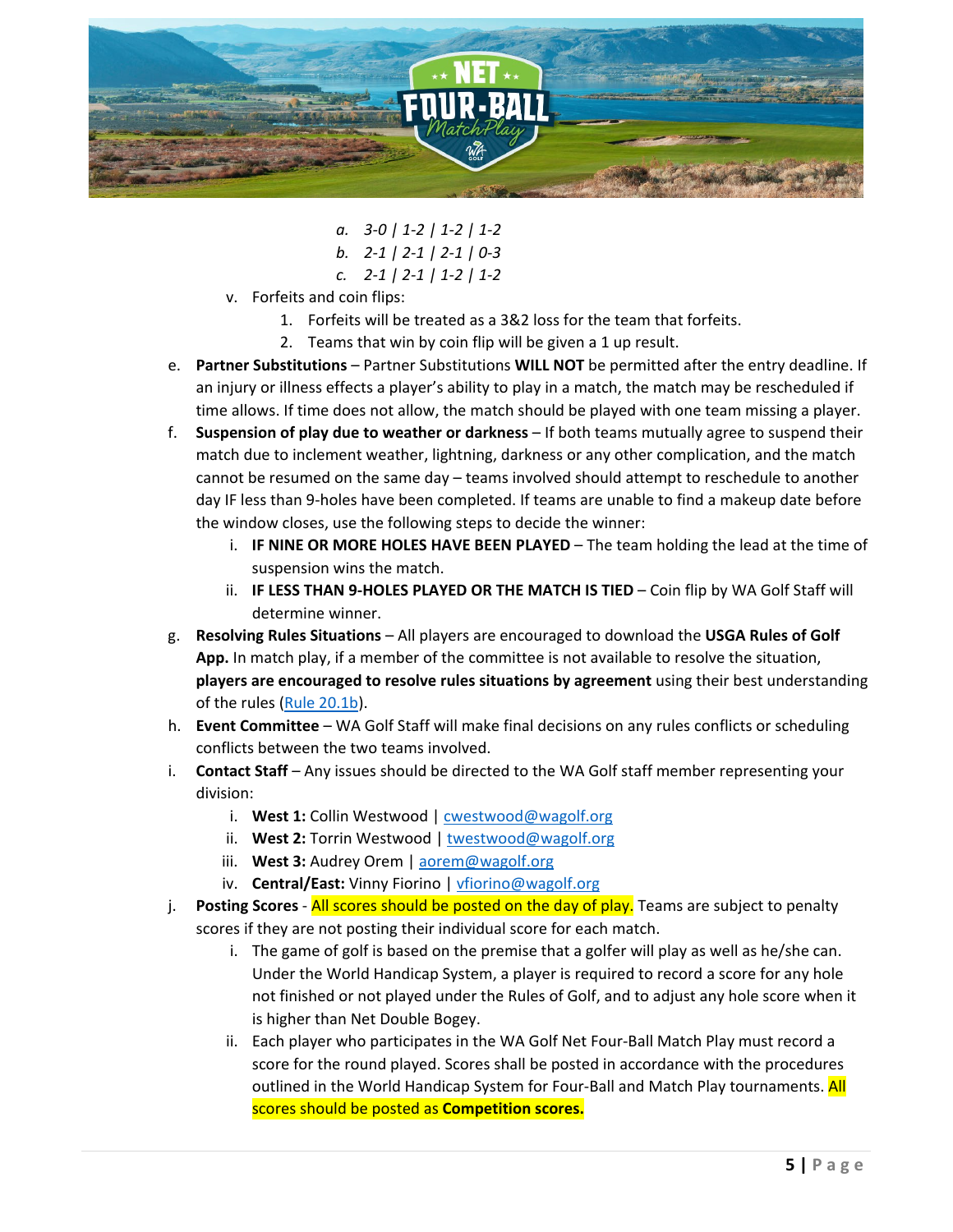a. *3-0 | 1-2 | 1-2 | 1-2*
   b. *2-1 | 2-1 | 2-1 | 0-3*
   c. *2-1 | 2-1 | 1-2 | 1-2*

v. Forfeits and coin flips:
   1. Forfeits will be treated as a 3&2 loss for the team that forfeits.
   2. Teams that win by coin flip will be given a 1 up result.

e. **Partner Substitutions** – Partner Substitutions **WILL NOT** be permitted after the entry deadline. If an injury or illness effects a player's ability to play in a match, the match may be rescheduled if time allows. If time does not allow, the match should be played with one team missing a player.

f. **Suspension of play due to weather or darkness** – If both teams mutually agree to suspend their match due to inclement weather, lightning, darkness or any other complication, and the match cannot be resumed on the same day – teams involved should attempt to reschedule to another day IF less than 9-holes have been completed. If teams are unable to find a makeup date before the window closes, use the following steps to decide the winner:
   i. **IF NINE OR MORE HOLES HAVE BEEN PLAYED** – The team holding the lead at the time of suspension wins the match.
   ii. **IF LESS THAN 9-HOLES PLAYED OR THE MATCH IS TIED** – Coin flip by WA Golf Staff will determine winner.

g. **Resolving Rules Situations** – All players are encouraged to download the **USGA Rules of Golf App.** In match play, if a member of the committee is not available to resolve the situation, **players are encouraged to resolve rules situations by agreement** using their best understanding of the rules (Rule 20.1b).

h. **Event Committee** – WA Golf Staff will make final decisions on any rules conflicts or scheduling conflicts between the two teams involved.

i. **Contact Staff** – Any issues should be directed to the WA Golf staff member representing your division:
   i. **West 1:** Collin Westwood | cwestwood@wagolf.org
   ii. **West 2:** Torrin Westwood | twestwood@wagolf.org
   iii. **West 3:** Audrey Orem | aorem@wagolf.org
   iv. **Central/East:** Vinny Fiorino | vfiorino@wagolf.org

j. **Posting Scores** - All scores should be posted on the day of play. Teams are subject to penalty scores if they are not posting their individual score for each match.
   i. The game of golf is based on the premise that a golfer will play as well as he/she can. Under the World Handicap System, a player is required to record a score for any hole not finished or not played under the Rules of Golf, and to adjust any hole score when it is higher than Net Double Bogey.
   ii. Each player who participates in the WA Golf Net Four-Ball Match Play must record a score for the round played. Scores shall be posted in accordance with the procedures outlined in the World Handicap System for Four-Ball and Match Play tournaments. All scores should be posted as **Competition scores.**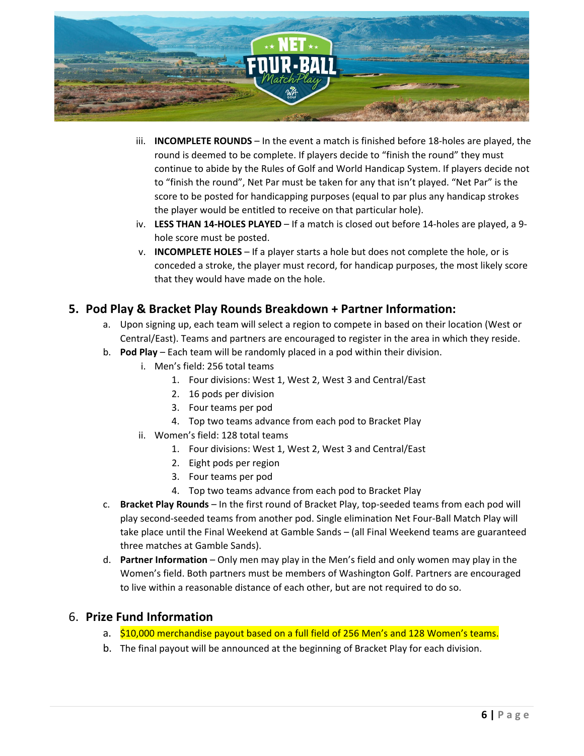iii. **INCOMPLETE ROUNDS** – In the event a match is finished before 18-holes are played, the round is deemed to be complete. If players decide to "finish the round" they must continue to abide by the Rules of Golf and World Handicap System. If players decide not to "finish the round", Net Par must be taken for any that isn't played. "Net Par" is the score to be posted for handicapping purposes (equal to par plus any handicap strokes the player would be entitled to receive on that particular hole).

iv. **LESS THAN 14-HOLES PLAYED** – If a match is closed out before 14-holes are played, a 9-hole score must be posted.

v. **INCOMPLETE HOLES** – If a player starts a hole but does not complete the hole, or is conceded a stroke, the player must record, for handicap purposes, the most likely score that they would have made on the hole.

## 5. Pod Play & Bracket Play Rounds Breakdown + Partner Information:

a. Upon signing up, each team will select a region to compete in based on their location (West or Central/East). Teams and partners are encouraged to register in the area in which they reside.

b. **Pod Play** – Each team will be randomly placed in a pod within their division.

   i. Men's field: 256 total teams
      1. Four divisions: West 1, West 2, West 3 and Central/East
      2. 16 pods per division
      3. Four teams per pod
      4. Top two teams advance from each pod to Bracket Play

   ii. Women's field: 128 total teams
      1. Four divisions: West 1, West 2, West 3 and Central/East
      2. Eight pods per region
      3. Four teams per pod
      4. Top two teams advance from each pod to Bracket Play

c. **Bracket Play Rounds** – In the first round of Bracket Play, top-seeded teams from each pod will play second-seeded teams from another pod. Single elimination Net Four-Ball Match Play will take place until the Final Weekend at Gamble Sands – (all Final Weekend teams are guaranteed three matches at Gamble Sands).

d. **Partner Information** – Only men may play in the Men's field and only women may play in the Women's field. Both partners must be members of Washington Golf. Partners are encouraged to live within a reasonable distance of each other, but are not required to do so.

## 6. Prize Fund Information

a. $10,000 merchandise payout based on a full field of 256 Men's and 128 Women's teams.

b. The final payout will be announced at the beginning of Bracket Play for each division.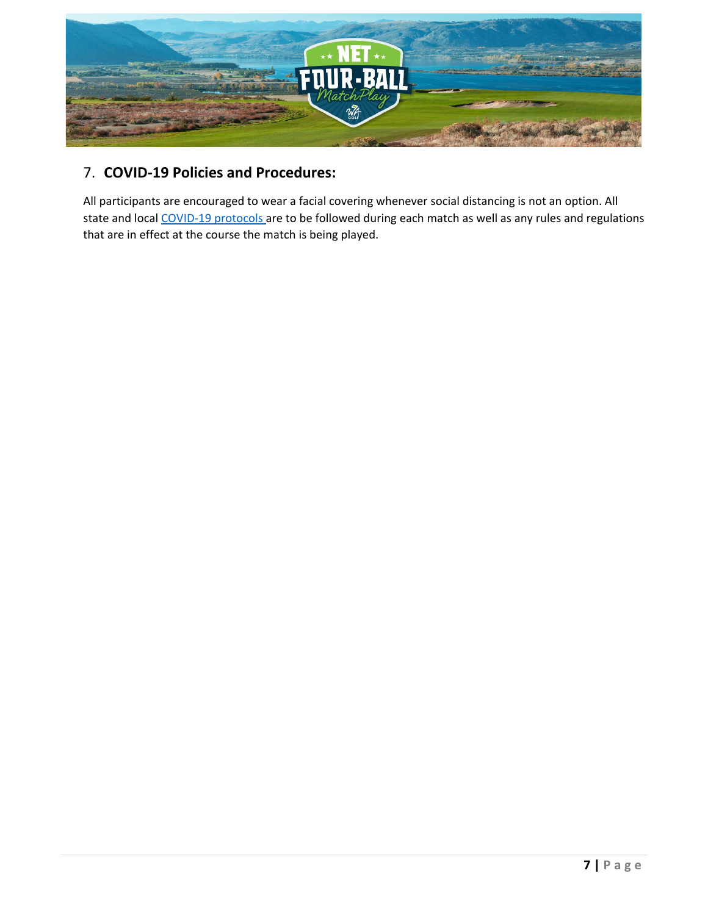## 7. **COVID-19 Policies and Procedures:**

All participants are encouraged to wear a facial covering whenever social distancing is not an option. All state and local COVID-19 protocols are to be followed during each match as well as any rules and regulations that are in effect at the course the match is being played.